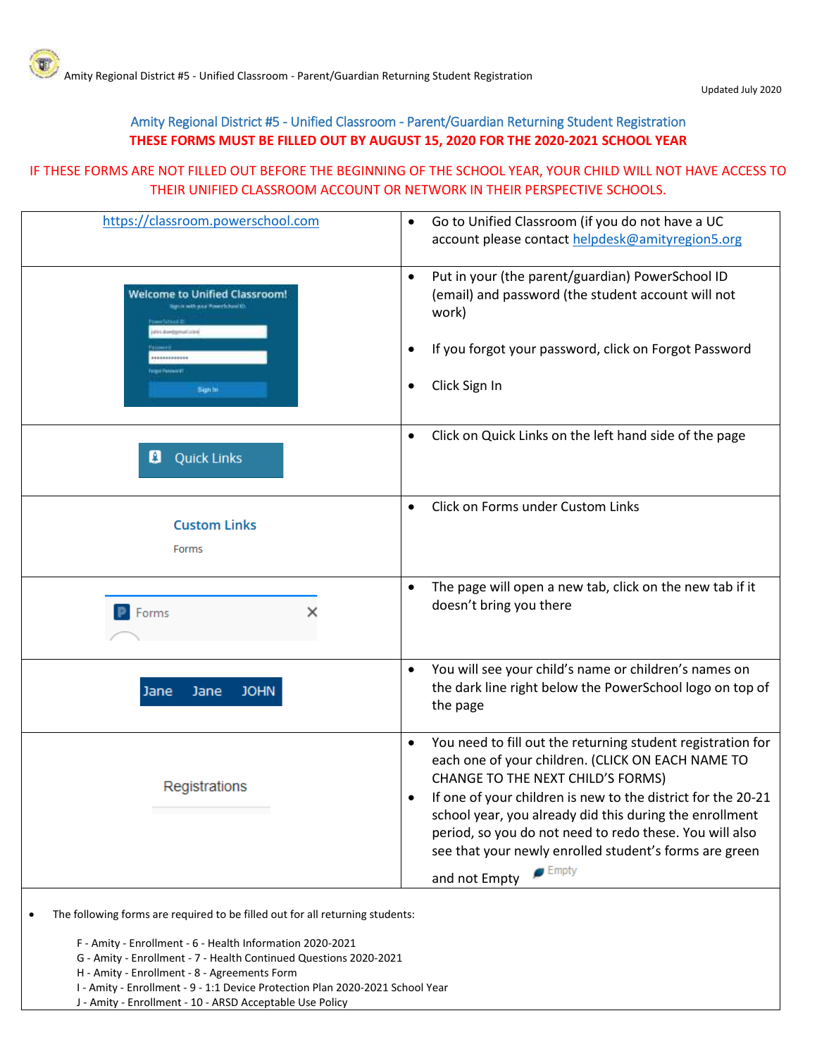# Amity Regional District #5 - Unified Classroom - Parent/Guardian Returning Student Registration

**THESE FORMS MUST BE FILLED OUT BY AUGUST 15, 2020 FOR THE 2020-2021 SCHOOL YEAR**

**IF THESE FORMS ARE NOT FILLED OUT BEFORE THE BEGINNING OF THE SCHOOL YEAR, YOUR CHILD WILL NOT HAVE ACCESS TO THEIR UNIFIED CLASSROOM ACCOUNT OR NETWORK IN THEIR PERSPECTIVE SCHOOLS.**

| | |
|---|---|
| https://classroom.powerschool.com | • Go to Unified Classroom (if you do not have a UC account please contact helpdesk@amityregion5.org |
| Welcome to Unified Classroom! | • Put in your (the parent/guardian) PowerSchool ID (email) and password (the student account will not work)<br>• If you forgot your password, click on Forgot Password<br>• Click Sign In |
| Quick Links | • Click on Quick Links on the left hand side of the page |
| Custom Links<br>Forms | • Click on Forms under Custom Links |
| Forms | • The page will open a new tab, click on the new tab if it doesn't bring you there |
| Jane Jane JOHN | • You will see your child's name or children's names on the dark line right below the PowerSchool logo on top of the page |
| Registrations | • You need to fill out the returning student registration for each one of your children. (CLICK ON EACH NAME TO CHANGE TO THE NEXT CHILD'S FORMS)<br>• If one of your children is new to the district for the 20-21 school year, you already did this during the enrollment period, so you do not need to redo these. You will also see that your newly enrolled student's forms are green and not Empty (Empty) |

- The following forms are required to be filled out for all returning students:

  F - Amity - Enrollment - 6 - Health Information 2020-2021
  G - Amity - Enrollment - 7 - Health Continued Questions 2020-2021
  H - Amity - Enrollment - 8 - Agreements Form
  I - Amity - Enrollment - 9 - 1:1 Device Protection Plan 2020-2021 School Year
  J - Amity - Enrollment - 10 - ARSD Acceptable Use Policy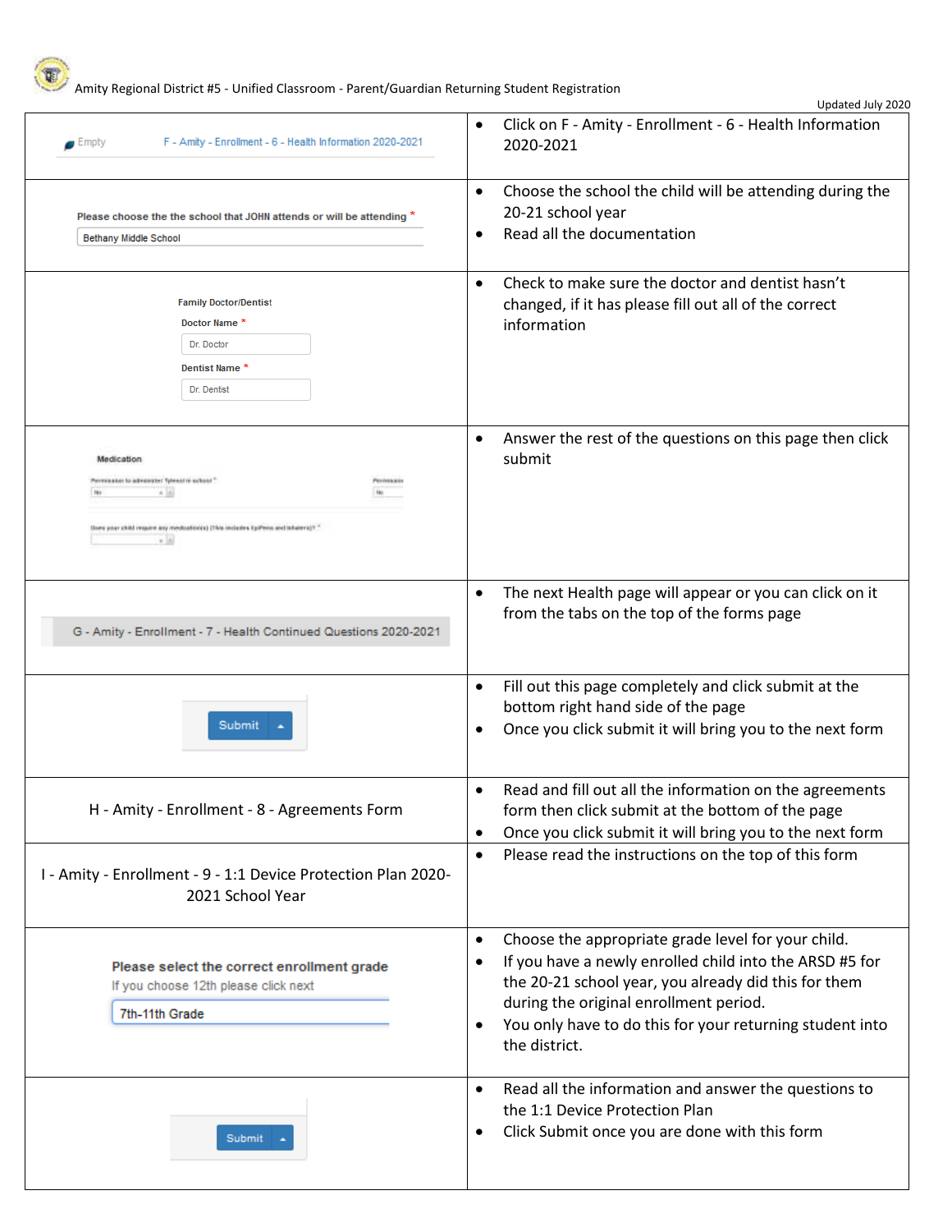Amity Regional District #5 - Unified Classroom - Parent/Guardian Returning Student Registration

Updated July 2020

| | |
|---|---|
| Empty F - Amity - Enrollment - 6 - Health Information 2020-2021 | • Click on F - Amity - Enrollment - 6 - Health Information 2020-2021 |
| Please choose the the school that JOHN attends or will be attending * <br> Bethany Middle School | • Choose the school the child will be attending during the 20-21 school year <br> • Read all the documentation |
| Family Doctor/Dentist <br> Doctor Name * <br> Dr. Doctor <br> Dentist Name * <br> Dr. Dentist | • Check to make sure the doctor and dentist hasn't changed, if it has please fill out all of the correct information |
| Medication | • Answer the rest of the questions on this page then click submit |
| G - Amity - Enrollment - 7 - Health Continued Questions 2020-2021 | • The next Health page will appear or you can click on it from the tabs on the top of the forms page |
| Submit | • Fill out this page completely and click submit at the bottom right hand side of the page <br> • Once you click submit it will bring you to the next form |
| H - Amity - Enrollment - 8 - Agreements Form | • Read and fill out all the information on the agreements form then click submit at the bottom of the page <br> • Once you click submit it will bring you to the next form |
| I - Amity - Enrollment - 9 - 1:1 Device Protection Plan 2020-2021 School Year | • Please read the instructions on the top of this form |
| Please select the correct enrollment grade <br> If you choose 12th please click next <br> 7th-11th Grade | • Choose the appropriate grade level for your child. <br> • If you have a newly enrolled child into the ARSD #5 for the 20-21 school year, you already did this for them during the original enrollment period. <br> • You only have to do this for your returning student into the district. |
| Submit | • Read all the information and answer the questions to the 1:1 Device Protection Plan <br> • Click Submit once you are done with this form |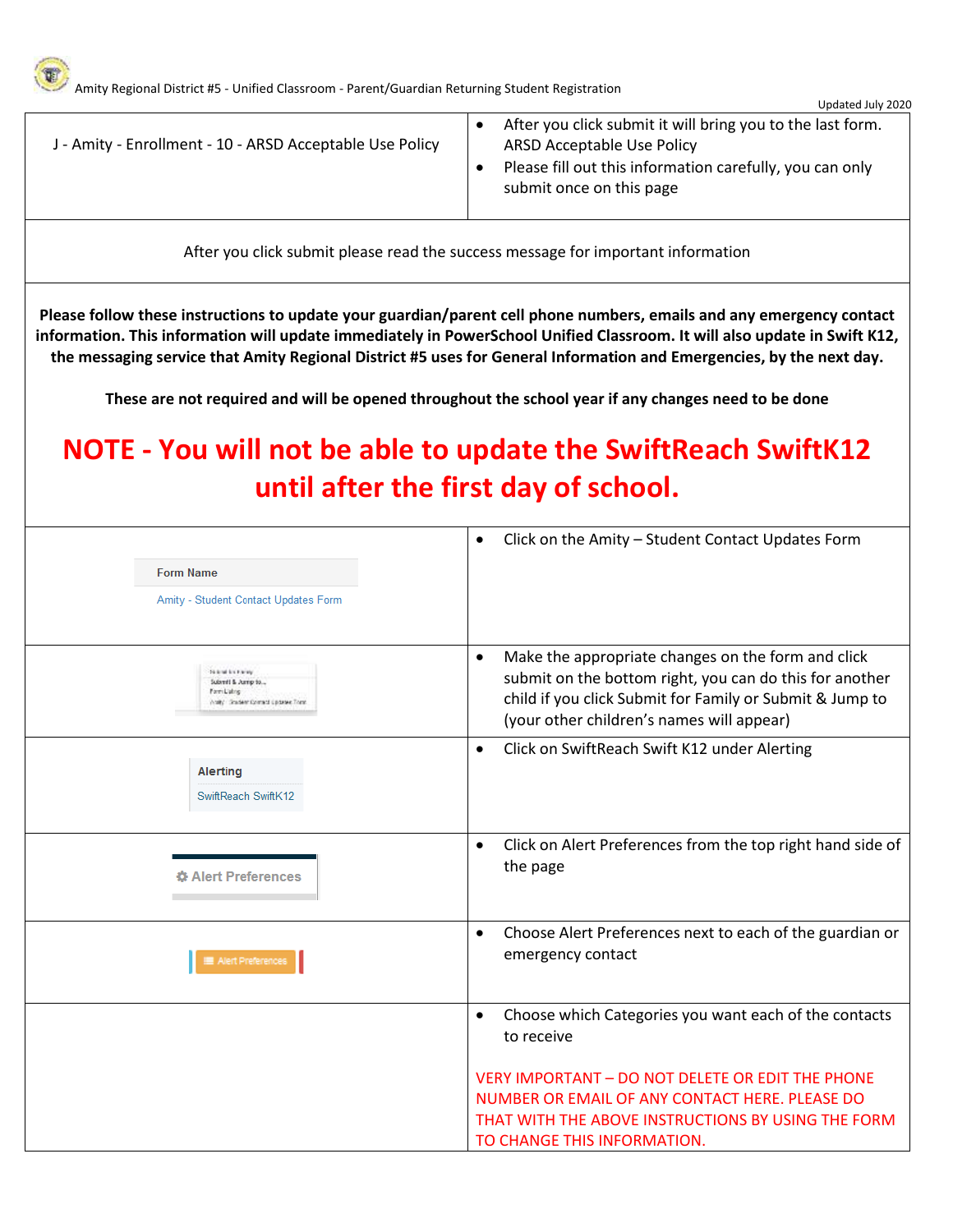Amity Regional District #5 - Unified Classroom - Parent/Guardian Returning Student Registration

Updated July 2020

| | |
|---|---|
| J - Amity - Enrollment - 10 - ARSD Acceptable Use Policy | • After you click submit it will bring you to the last form. ARSD Acceptable Use Policy<br>• Please fill out this information carefully, you can only submit once on this page |

After you click submit please read the success message for important information

**Please follow these instructions to update your guardian/parent cell phone numbers, emails and any emergency contact information. This information will update immediately in PowerSchool Unified Classroom. It will also update in Swift K12, the messaging service that Amity Regional District #5 uses for General Information and Emergencies, by the next day.**

**These are not required and will be opened throughout the school year if any changes need to be done**

## NOTE - You will not be able to update the SwiftReach SwiftK12 until after the first day of school.

| | |
|---|---|
| Form Name<br>Amity - Student Contact Updates Form | • Click on the Amity – Student Contact Updates Form |
| Submit for Family<br>Submit & Jump to...<br>Form Listing<br>Amity - Student Contact Updates Form | • Make the appropriate changes on the form and click submit on the bottom right, you can do this for another child if you click Submit for Family or Submit & Jump to (your other children's names will appear) |
| Alerting<br>SwiftReach SwiftK12 | • Click on SwiftReach Swift K12 under Alerting |
| Alert Preferences | • Click on Alert Preferences from the top right hand side of the page |
| Alert Preferences | • Choose Alert Preferences next to each of the guardian or emergency contact |
| | • Choose which Categories you want each of the contacts to receive<br><br>VERY IMPORTANT – DO NOT DELETE OR EDIT THE PHONE NUMBER OR EMAIL OF ANY CONTACT HERE. PLEASE DO THAT WITH THE ABOVE INSTRUCTIONS BY USING THE FORM TO CHANGE THIS INFORMATION. |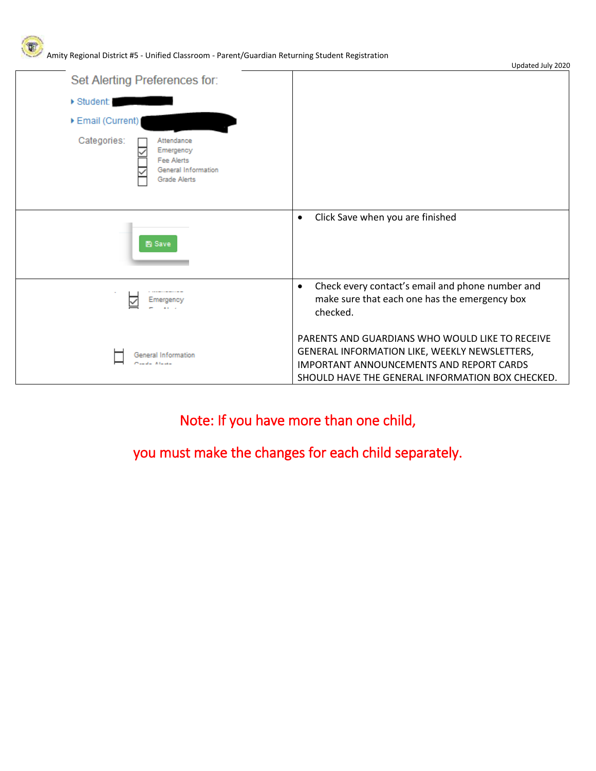| | |
|---|---|
| Set Alerting Preferences for:<br>▸ Student:<br>▸ Email (Current)<br>Categories: ☐ Attendance ☑ Emergency ☐ Fee Alerts ☑ General Information ☐ Grade Alerts | |
| Save | • Click Save when you are finished |
| ☑ Emergency<br>☐ General Information | • Check every contact's email and phone number and make sure that each one has the emergency box checked.<br><br>PARENTS AND GUARDIANS WHO WOULD LIKE TO RECEIVE GENERAL INFORMATION LIKE, WEEKLY NEWSLETTERS, IMPORTANT ANNOUNCEMENTS AND REPORT CARDS SHOULD HAVE THE GENERAL INFORMATION BOX CHECKED. |

Note: If you have more than one child,

you must make the changes for each child separately.